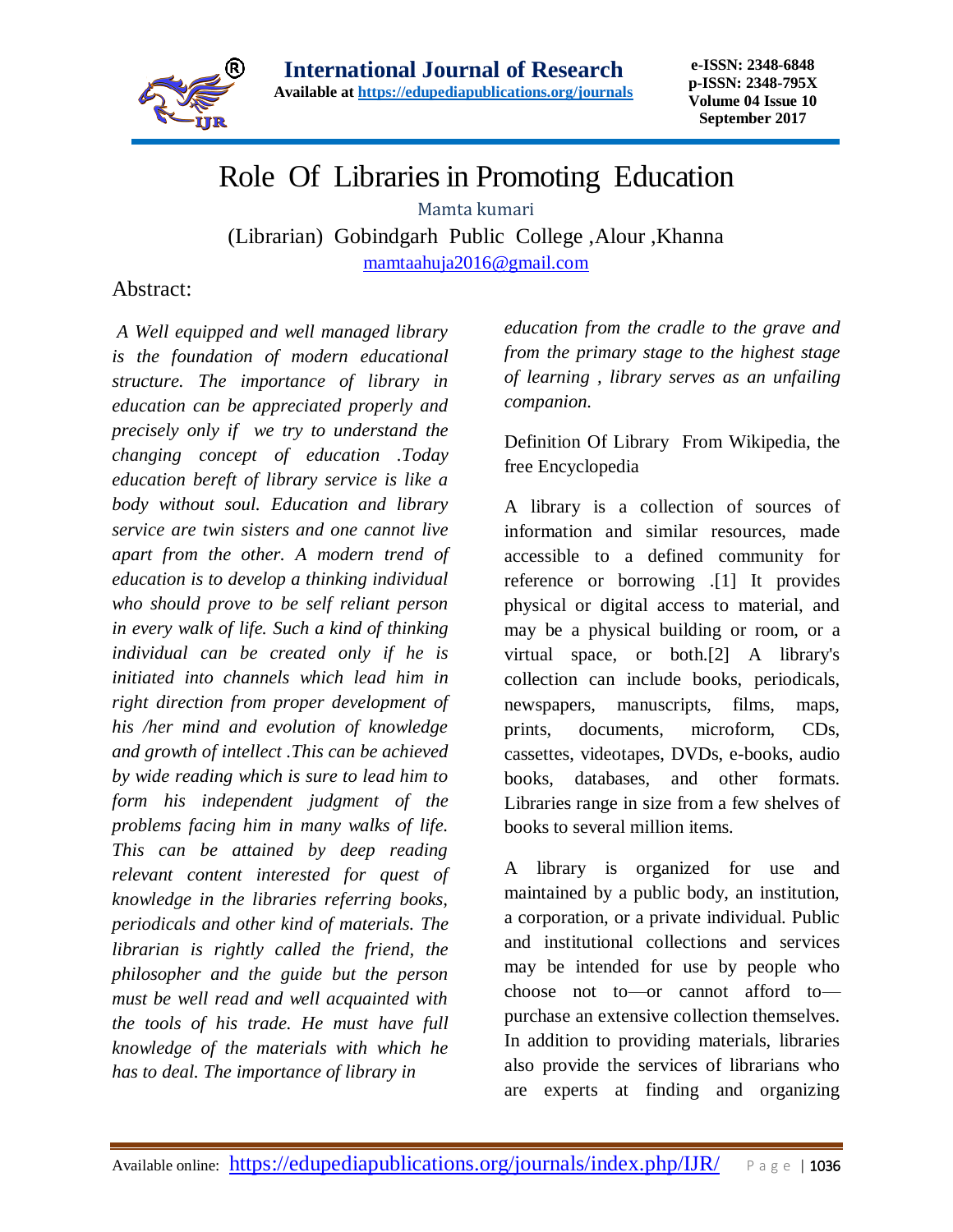# Role Of Libraries in Promoting Education

Mamta kumari

(Librarian) Gobindgarh Public College ,Alour ,Khanna

mamtaahuja2016@gmail.com

## Abstract:

*A Well equipped and well managed library is the foundation of modern educational structure. The importance of library in education can be appreciated properly and precisely only if we try to understand the changing concept of education .Today education bereft of library service is like a body without soul. Education and library service are twin sisters and one cannot live apart from the other. A modern trend of education is to develop a thinking individual who should prove to be self reliant person in every walk of life. Such a kind of thinking individual can be created only if he is initiated into channels which lead him in right direction from proper development of his /her mind and evolution of knowledge and growth of intellect .This can be achieved by wide reading which is sure to lead him to form his independent judgment of the problems facing him in many walks of life. This can be attained by deep reading relevant content interested for quest of knowledge in the libraries referring books, periodicals and other kind of materials. The librarian is rightly called the friend, the philosopher and the guide but the person must be well read and well acquainted with the tools of his trade. He must have full knowledge of the materials with which he has to deal. The importance of library in education from the cradle to the grave and from the primary stage to the highest stage of learning , library serves as an unfailing companion.*

Definition Of Library From Wikipedia, the free Encyclopedia

A library is a collection of sources of information and similar resources, made accessible to a defined community for reference or borrowing .[1] It provides physical or digital access to material, and may be a physical building or room, or a virtual space, or both.[2] A library's collection can include books, periodicals, newspapers, manuscripts, films, maps, prints, documents, microform, CDs, cassettes, videotapes, DVDs, e-books, audio books, databases, and other formats. Libraries range in size from a few shelves of books to several million items.

A library is organized for use and maintained by a public body, an institution, a corporation, or a private individual. Public and institutional collections and services may be intended for use by people who choose not to—or cannot afford to—purchase an extensive collection themselves. In addition to providing materials, libraries also provide the services of librarians who are experts at finding and organizing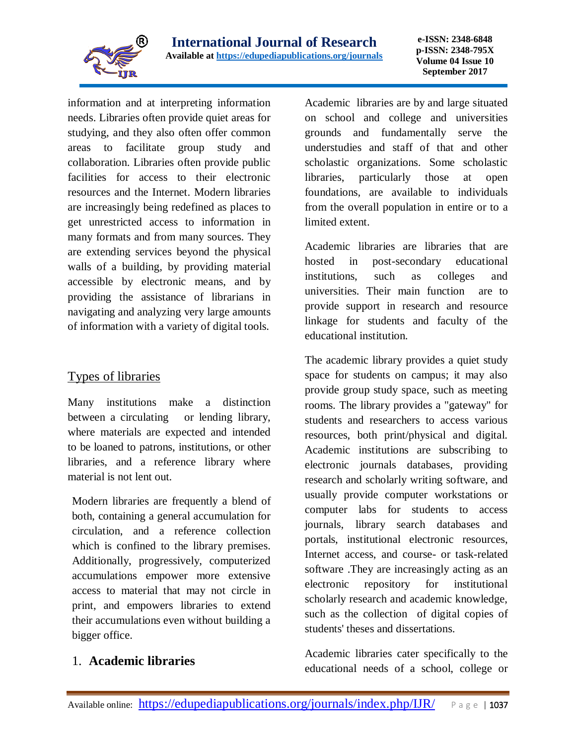information and at interpreting information needs. Libraries often provide quiet areas for studying, and they also often offer common areas to facilitate group study and collaboration. Libraries often provide public facilities for access to their electronic resources and the Internet. Modern libraries are increasingly being redefined as places to get unrestricted access to information in many formats and from many sources. They are extending services beyond the physical walls of a building, by providing material accessible by electronic means, and by providing the assistance of librarians in navigating and analyzing very large amounts of information with a variety of digital tools.

## Types of libraries

Many institutions make a distinction between a circulating or lending library, where materials are expected and intended to be loaned to patrons, institutions, or other libraries, and a reference library where material is not lent out.

Modern libraries are frequently a blend of both, containing a general accumulation for circulation, and a reference collection which is confined to the library premises. Additionally, progressively, computerized accumulations empower more extensive access to material that may not circle in print, and empowers libraries to extend their accumulations even without building a bigger office.

### 1. **Academic libraries**

Academic libraries are by and large situated on school and college and universities grounds and fundamentally serve the understudies and staff of that and other scholastic organizations. Some scholastic libraries, particularly those at open foundations, are available to individuals from the overall population in entire or to a limited extent.

Academic libraries are libraries that are hosted in post-secondary educational institutions, such as colleges and universities. Their main function are to provide support in research and resource linkage for students and faculty of the educational institution.

The academic library provides a quiet study space for students on campus; it may also provide group study space, such as meeting rooms. The library provides a "gateway" for students and researchers to access various resources, both print/physical and digital. Academic institutions are subscribing to electronic journals databases, providing research and scholarly writing software, and usually provide computer workstations or computer labs for students to access journals, library search databases and portals, institutional electronic resources, Internet access, and course- or task-related software .They are increasingly acting as an electronic repository for institutional scholarly research and academic knowledge, such as the collection of digital copies of students' theses and dissertations.

Academic libraries cater specifically to the educational needs of a school, college or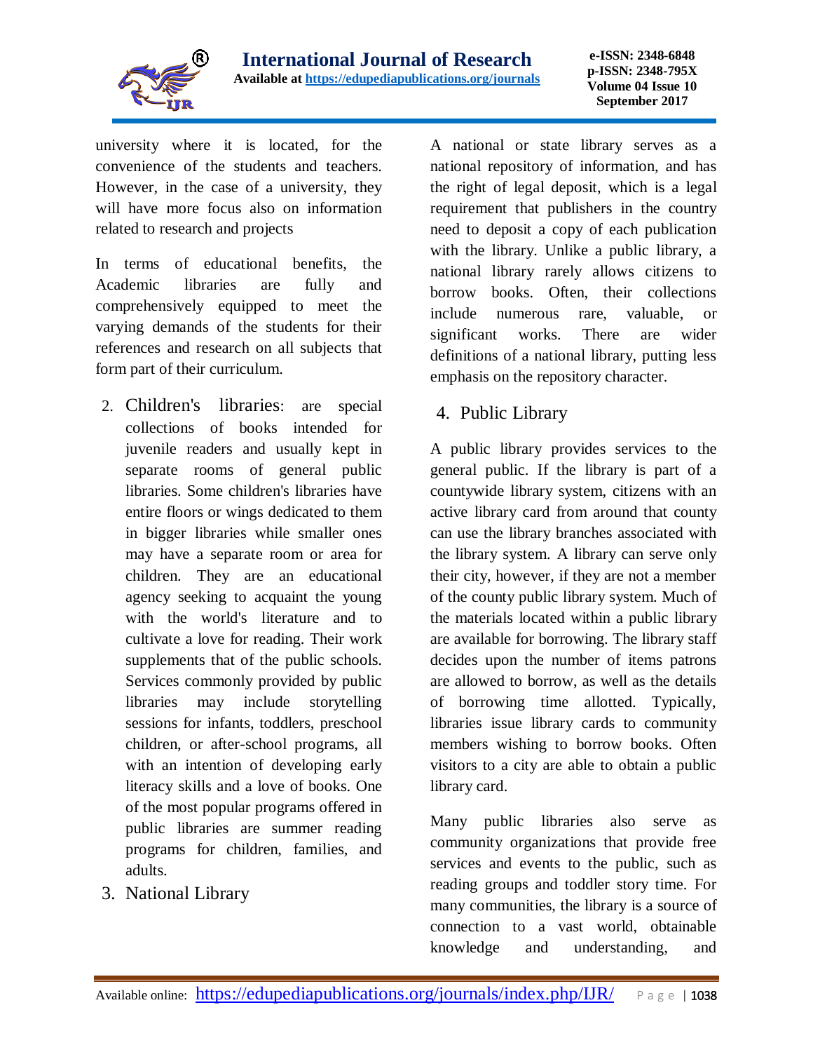university where it is located, for the convenience of the students and teachers. However, in the case of a university, they will have more focus also on information related to research and projects

In terms of educational benefits, the Academic libraries are fully and comprehensively equipped to meet the varying demands of the students for their references and research on all subjects that form part of their curriculum.

2. Children's libraries: are special collections of books intended for juvenile readers and usually kept in separate rooms of general public libraries. Some children's libraries have entire floors or wings dedicated to them in bigger libraries while smaller ones may have a separate room or area for children. They are an educational agency seeking to acquaint the young with the world's literature and to cultivate a love for reading. Their work supplements that of the public schools. Services commonly provided by public libraries may include storytelling sessions for infants, toddlers, preschool children, or after-school programs, all with an intention of developing early literacy skills and a love of books. One of the most popular programs offered in public libraries are summer reading programs for children, families, and adults.
3. National Library

A national or state library serves as a national repository of information, and has the right of legal deposit, which is a legal requirement that publishers in the country need to deposit a copy of each publication with the library. Unlike a public library, a national library rarely allows citizens to borrow books. Often, their collections include numerous rare, valuable, or significant works. There are wider definitions of a national library, putting less emphasis on the repository character.

4. Public Library

A public library provides services to the general public. If the library is part of a countywide library system, citizens with an active library card from around that county can use the library branches associated with the library system. A library can serve only their city, however, if they are not a member of the county public library system. Much of the materials located within a public library are available for borrowing. The library staff decides upon the number of items patrons are allowed to borrow, as well as the details of borrowing time allotted. Typically, libraries issue library cards to community members wishing to borrow books. Often visitors to a city are able to obtain a public library card.

Many public libraries also serve as community organizations that provide free services and events to the public, such as reading groups and toddler story time. For many communities, the library is a source of connection to a vast world, obtainable knowledge and understanding, and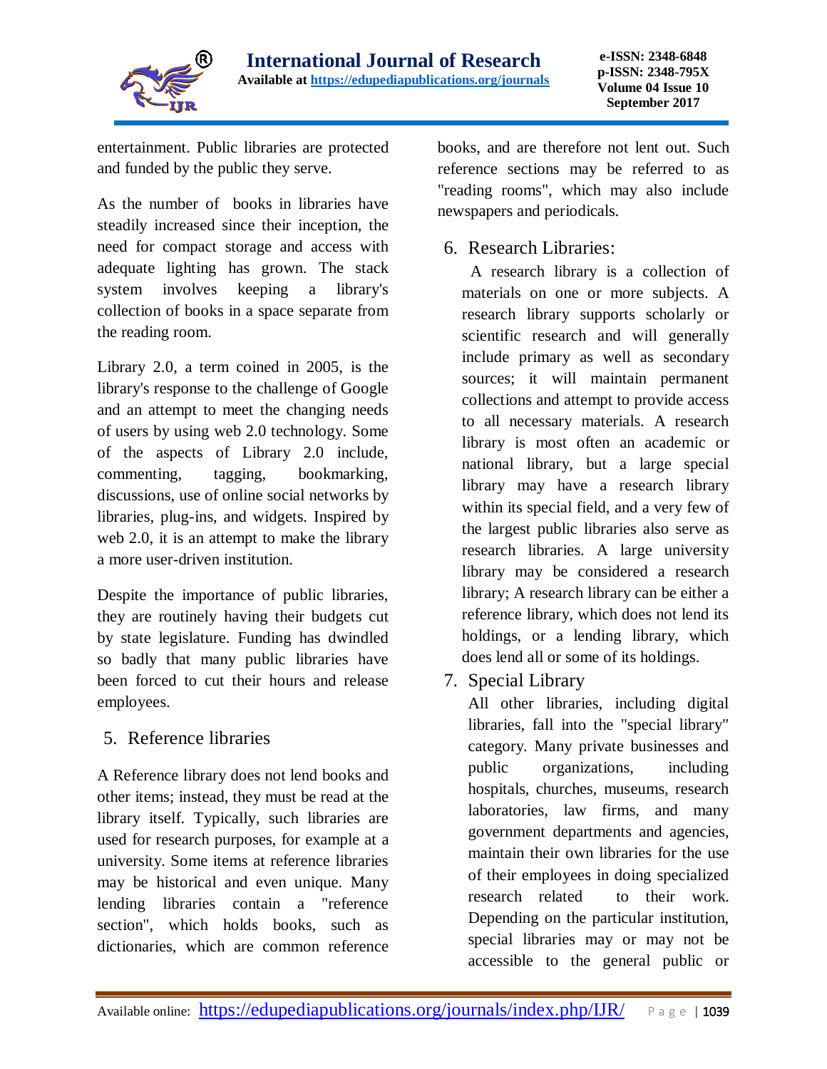entertainment. Public libraries are protected and funded by the public they serve.

As the number of books in libraries have steadily increased since their inception, the need for compact storage and access with adequate lighting has grown. The stack system involves keeping a library's collection of books in a space separate from the reading room.

Library 2.0, a term coined in 2005, is the library's response to the challenge of Google and an attempt to meet the changing needs of users by using web 2.0 technology. Some of the aspects of Library 2.0 include, commenting, tagging, bookmarking, discussions, use of online social networks by libraries, plug-ins, and widgets. Inspired by web 2.0, it is an attempt to make the library a more user-driven institution.

Despite the importance of public libraries, they are routinely having their budgets cut by state legislature. Funding has dwindled so badly that many public libraries have been forced to cut their hours and release employees.

5. Reference libraries

A Reference library does not lend books and other items; instead, they must be read at the library itself. Typically, such libraries are used for research purposes, for example at a university. Some items at reference libraries may be historical and even unique. Many lending libraries contain a "reference section", which holds books, such as dictionaries, which are common reference books, and are therefore not lent out. Such reference sections may be referred to as "reading rooms", which may also include newspapers and periodicals.

6. Research Libraries:

A research library is a collection of materials on one or more subjects. A research library supports scholarly or scientific research and will generally include primary as well as secondary sources; it will maintain permanent collections and attempt to provide access to all necessary materials. A research library is most often an academic or national library, but a large special library may have a research library within its special field, and a very few of the largest public libraries also serve as research libraries. A large university library may be considered a research library; A research library can be either a reference library, which does not lend its holdings, or a lending library, which does lend all or some of its holdings.

7. Special Library

All other libraries, including digital libraries, fall into the "special library" category. Many private businesses and public organizations, including hospitals, churches, museums, research laboratories, law firms, and many government departments and agencies, maintain their own libraries for the use of their employees in doing specialized research related to their work. Depending on the particular institution, special libraries may or may not be accessible to the general public or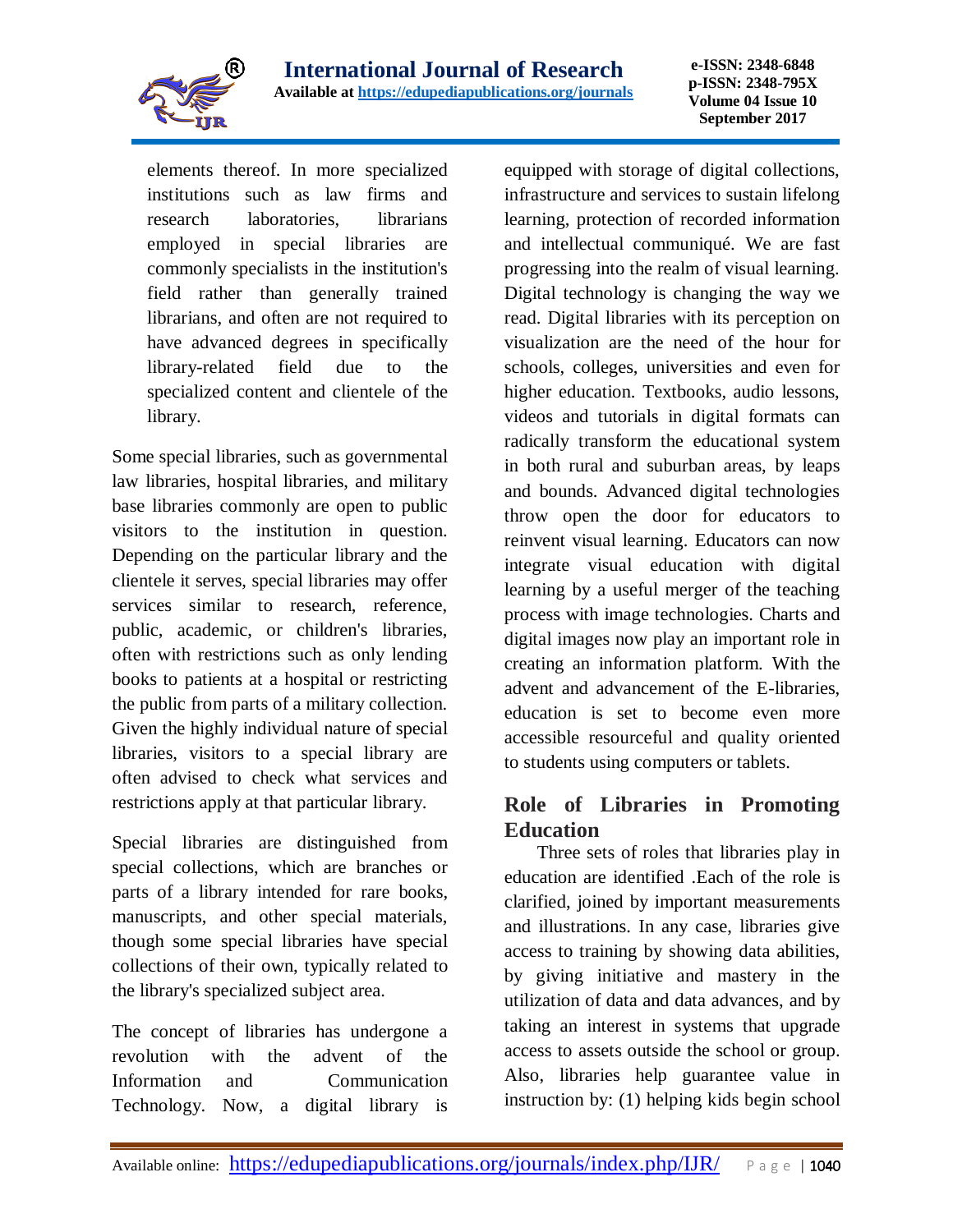elements thereof. In more specialized institutions such as law firms and research laboratories, librarians employed in special libraries are commonly specialists in the institution's field rather than generally trained librarians, and often are not required to have advanced degrees in specifically library-related field due to the specialized content and clientele of the library.

Some special libraries, such as governmental law libraries, hospital libraries, and military base libraries commonly are open to public visitors to the institution in question. Depending on the particular library and the clientele it serves, special libraries may offer services similar to research, reference, public, academic, or children's libraries, often with restrictions such as only lending books to patients at a hospital or restricting the public from parts of a military collection. Given the highly individual nature of special libraries, visitors to a special library are often advised to check what services and restrictions apply at that particular library.

Special libraries are distinguished from special collections, which are branches or parts of a library intended for rare books, manuscripts, and other special materials, though some special libraries have special collections of their own, typically related to the library's specialized subject area.

The concept of libraries has undergone a revolution with the advent of the Information and Communication Technology. Now, a digital library is equipped with storage of digital collections, infrastructure and services to sustain lifelong learning, protection of recorded information and intellectual communiqué. We are fast progressing into the realm of visual learning. Digital technology is changing the way we read. Digital libraries with its perception on visualization are the need of the hour for schools, colleges, universities and even for higher education. Textbooks, audio lessons, videos and tutorials in digital formats can radically transform the educational system in both rural and suburban areas, by leaps and bounds. Advanced digital technologies throw open the door for educators to reinvent visual learning. Educators can now integrate visual education with digital learning by a useful merger of the teaching process with image technologies. Charts and digital images now play an important role in creating an information platform. With the advent and advancement of the E-libraries, education is set to become even more accessible resourceful and quality oriented to students using computers or tablets.

## Role of Libraries in Promoting Education

Three sets of roles that libraries play in education are identified .Each of the role is clarified, joined by important measurements and illustrations. In any case, libraries give access to training by showing data abilities, by giving initiative and mastery in the utilization of data and data advances, and by taking an interest in systems that upgrade access to assets outside the school or group. Also, libraries help guarantee value in instruction by: (1) helping kids begin school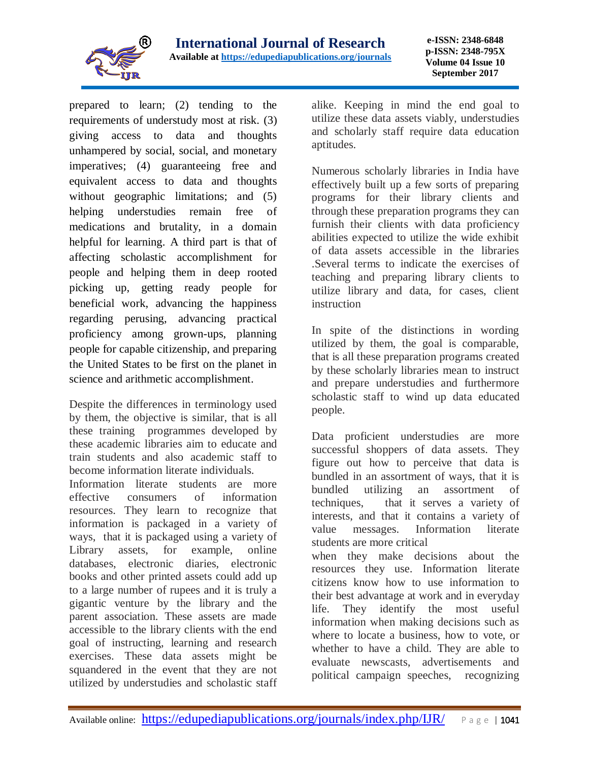prepared to learn; (2) tending to the requirements of understudy most at risk. (3) giving access to data and thoughts unhampered by social, social, and monetary imperatives; (4) guaranteeing free and equivalent access to data and thoughts without geographic limitations; and (5) helping understudies remain free of medications and brutality, in a domain helpful for learning. A third part is that of affecting scholastic accomplishment for people and helping them in deep rooted picking up, getting ready people for beneficial work, advancing the happiness regarding perusing, advancing practical proficiency among grown-ups, planning people for capable citizenship, and preparing the United States to be first on the planet in science and arithmetic accomplishment.

Despite the differences in terminology used by them, the objective is similar, that is all these training programmes developed by these academic libraries aim to educate and train students and also academic staff to become information literate individuals.

Information literate students are more effective consumers of information resources. They learn to recognize that information is packaged in a variety of ways, that it is packaged using a variety of Library assets, for example, online databases, electronic diaries, electronic books and other printed assets could add up to a large number of rupees and it is truly a gigantic venture by the library and the parent association. These assets are made accessible to the library clients with the end goal of instructing, learning and research exercises. These data assets might be squandered in the event that they are not utilized by understudies and scholastic staff alike. Keeping in mind the end goal to utilize these data assets viably, understudies and scholarly staff require data education aptitudes.

Numerous scholarly libraries in India have effectively built up a few sorts of preparing programs for their library clients and through these preparation programs they can furnish their clients with data proficiency abilities expected to utilize the wide exhibit of data assets accessible in the libraries .Several terms to indicate the exercises of teaching and preparing library clients to utilize library and data, for cases, client instruction

In spite of the distinctions in wording utilized by them, the goal is comparable, that is all these preparation programs created by these scholarly libraries mean to instruct and prepare understudies and furthermore scholastic staff to wind up data educated people.

Data proficient understudies are more successful shoppers of data assets. They figure out how to perceive that data is bundled in an assortment of ways, that it is bundled utilizing an assortment of techniques, that it serves a variety of interests, and that it contains a variety of value messages. Information literate students are more critical when they make decisions about the resources they use. Information literate citizens know how to use information to their best advantage at work and in everyday life. They identify the most useful information when making decisions such as where to locate a business, how to vote, or whether to have a child. They are able to evaluate newscasts, advertisements and political campaign speeches, recognizing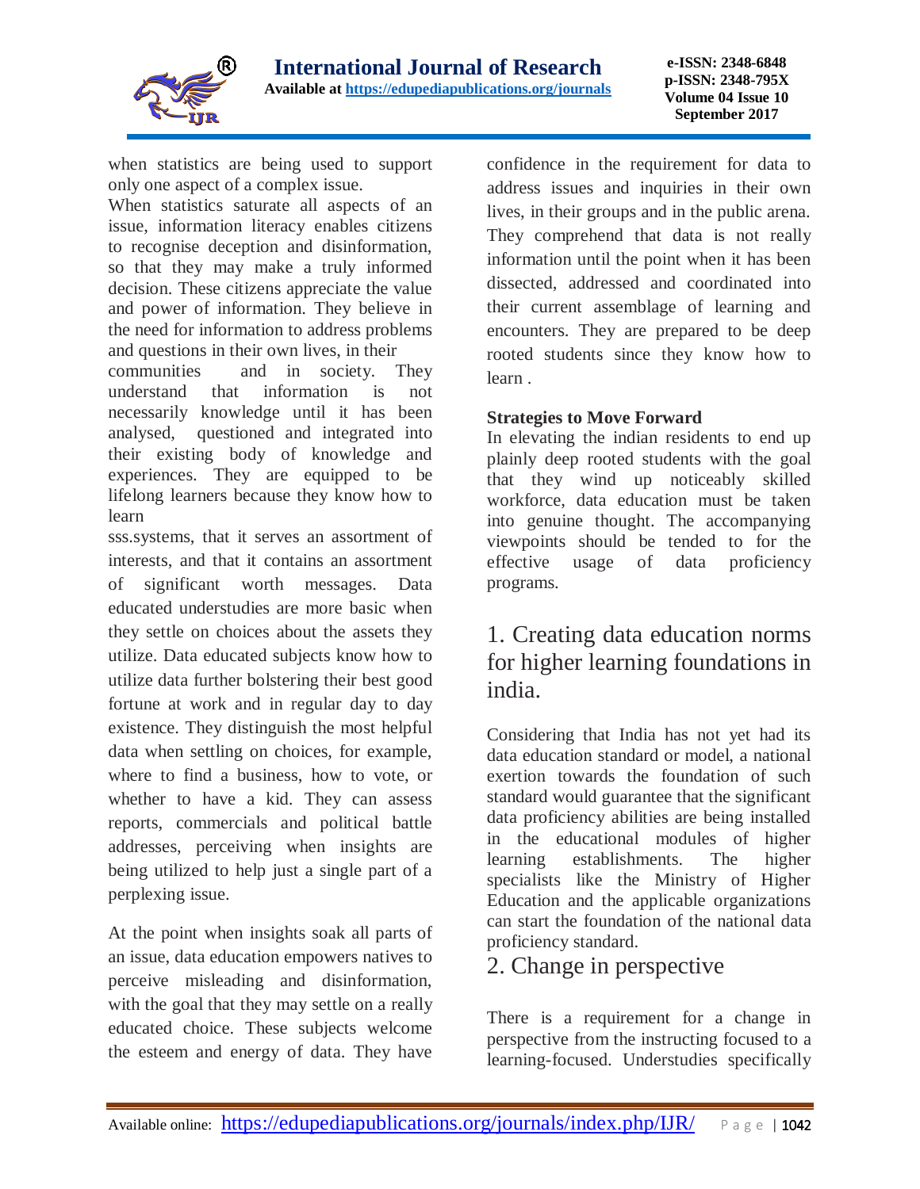when statistics are being used to support only one aspect of a complex issue.

When statistics saturate all aspects of an issue, information literacy enables citizens to recognise deception and disinformation, so that they may make a truly informed decision. These citizens appreciate the value and power of information. They believe in the need for information to address problems and questions in their own lives, in their communities and in society. They understand that information is not necessarily knowledge until it has been analysed, questioned and integrated into their existing body of knowledge and experiences. They are equipped to be lifelong learners because they know how to learn

sss.systems, that it serves an assortment of interests, and that it contains an assortment of significant worth messages. Data educated understudies are more basic when they settle on choices about the assets they utilize. Data educated subjects know how to utilize data further bolstering their best good fortune at work and in regular day to day existence. They distinguish the most helpful data when settling on choices, for example, where to find a business, how to vote, or whether to have a kid. They can assess reports, commercials and political battle addresses, perceiving when insights are being utilized to help just a single part of a perplexing issue.

At the point when insights soak all parts of an issue, data education empowers natives to perceive misleading and disinformation, with the goal that they may settle on a really educated choice. These subjects welcome the esteem and energy of data. They have confidence in the requirement for data to address issues and inquiries in their own lives, in their groups and in the public arena. They comprehend that data is not really information until the point when it has been dissected, addressed and coordinated into their current assemblage of learning and encounters. They are prepared to be deep rooted students since they know how to learn .

**Strategies to Move Forward**

In elevating the indian residents to end up plainly deep rooted students with the goal that they wind up noticeably skilled workforce, data education must be taken into genuine thought. The accompanying viewpoints should be tended to for the effective usage of data proficiency programs.

## 1. Creating data education norms for higher learning foundations in india.

Considering that India has not yet had its data education standard or model, a national exertion towards the foundation of such standard would guarantee that the significant data proficiency abilities are being installed in the educational modules of higher learning establishments. The higher specialists like the Ministry of Higher Education and the applicable organizations can start the foundation of the national data proficiency standard.

## 2. Change in perspective

There is a requirement for a change in perspective from the instructing focused to a learning-focused. Understudies specifically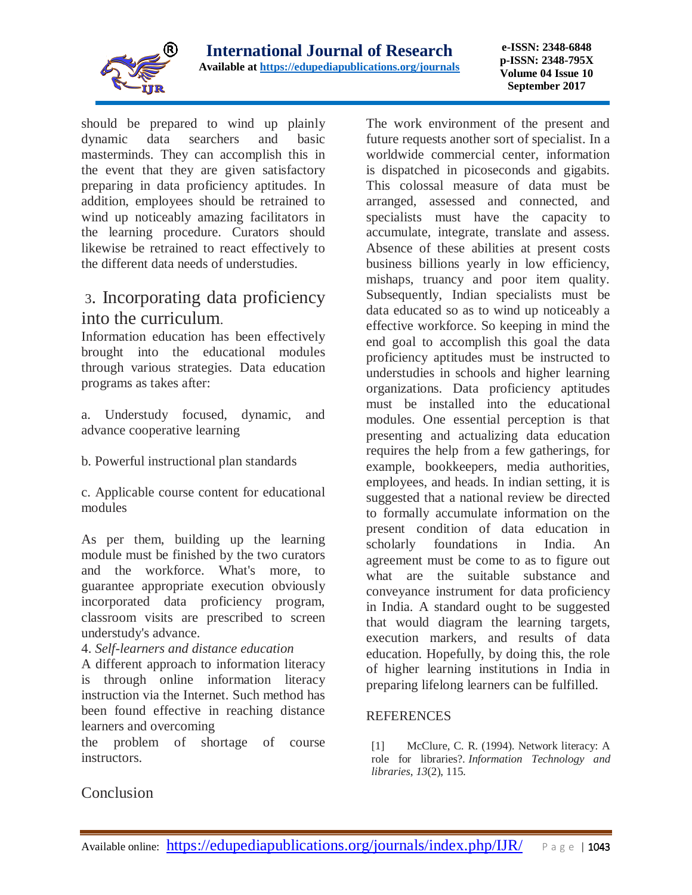should be prepared to wind up plainly dynamic data searchers and basic masterminds. They can accomplish this in the event that they are given satisfactory preparing in data proficiency aptitudes. In addition, employees should be retrained to wind up noticeably amazing facilitators in the learning procedure. Curators should likewise be retrained to react effectively to the different data needs of understudies.

## 3. Incorporating data proficiency into the curriculum.

Information education has been effectively brought into the educational modules through various strategies. Data education programs as takes after:

a. Understudy focused, dynamic, and advance cooperative learning

b. Powerful instructional plan standards

c. Applicable course content for educational modules

As per them, building up the learning module must be finished by the two curators and the workforce. What's more, to guarantee appropriate execution obviously incorporated data proficiency program, classroom visits are prescribed to screen understudy's advance.

4. *Self-learners and distance education*

A different approach to information literacy is through online information literacy instruction via the Internet. Such method has been found effective in reaching distance learners and overcoming the problem of shortage of course instructors.

## Conclusion

The work environment of the present and future requests another sort of specialist. In a worldwide commercial center, information is dispatched in picoseconds and gigabits. This colossal measure of data must be arranged, assessed and connected, and specialists must have the capacity to accumulate, integrate, translate and assess. Absence of these abilities at present costs business billions yearly in low efficiency, mishaps, truancy and poor item quality. Subsequently, Indian specialists must be data educated so as to wind up noticeably a effective workforce. So keeping in mind the end goal to accomplish this goal the data proficiency aptitudes must be instructed to understudies in schools and higher learning organizations. Data proficiency aptitudes must be installed into the educational modules. One essential perception is that presenting and actualizing data education requires the help from a few gatherings, for example, bookkeepers, media authorities, employees, and heads. In indian setting, it is suggested that a national review be directed to formally accumulate information on the present condition of data education in scholarly foundations in India. An agreement must be come to as to figure out what are the suitable substance and conveyance instrument for data proficiency in India. A standard ought to be suggested that would diagram the learning targets, execution markers, and results of data education. Hopefully, by doing this, the role of higher learning institutions in India in preparing lifelong learners can be fulfilled.

## REFERENCES

[1] McClure, C. R. (1994). Network literacy: A role for libraries?. *Information Technology and libraries*, *13*(2), 115.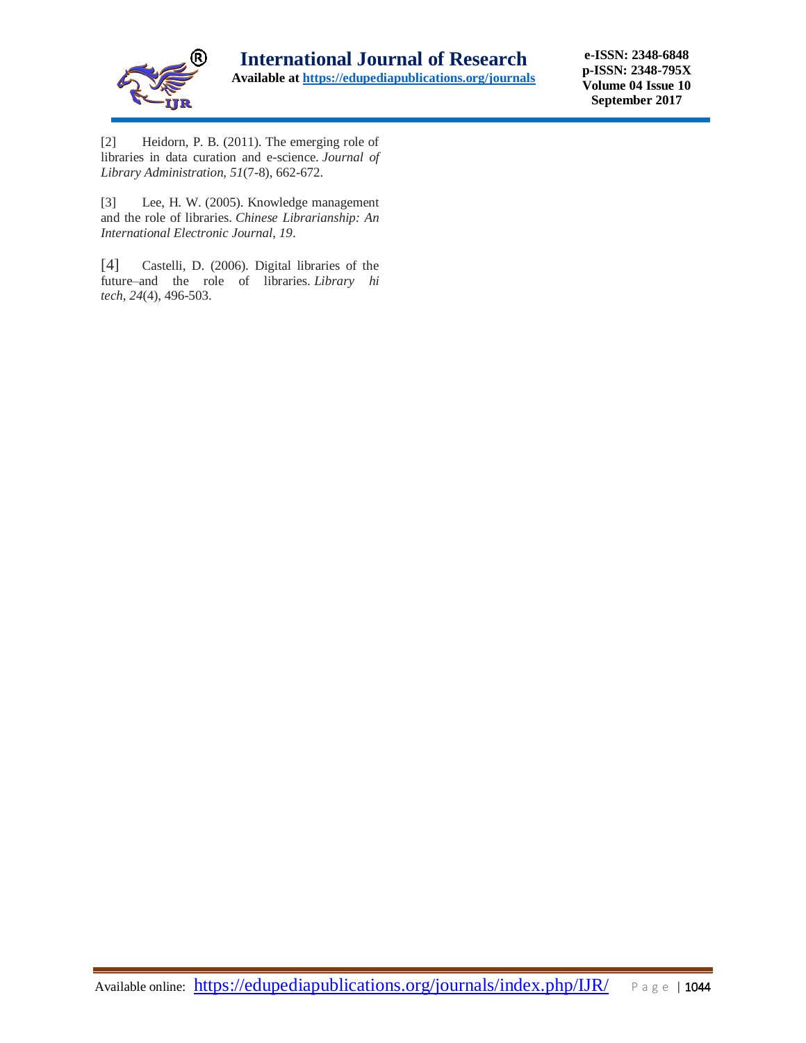[2] Heidorn, P. B. (2011). The emerging role of libraries in data curation and e-science. *Journal of Library Administration*, *51*(7-8), 662-672.

[3] Lee, H. W. (2005). Knowledge management and the role of libraries. *Chinese Librarianship: An International Electronic Journal*, *19*.

[4] Castelli, D. (2006). Digital libraries of the future–and the role of libraries. *Library hi tech*, *24*(4), 496-503.